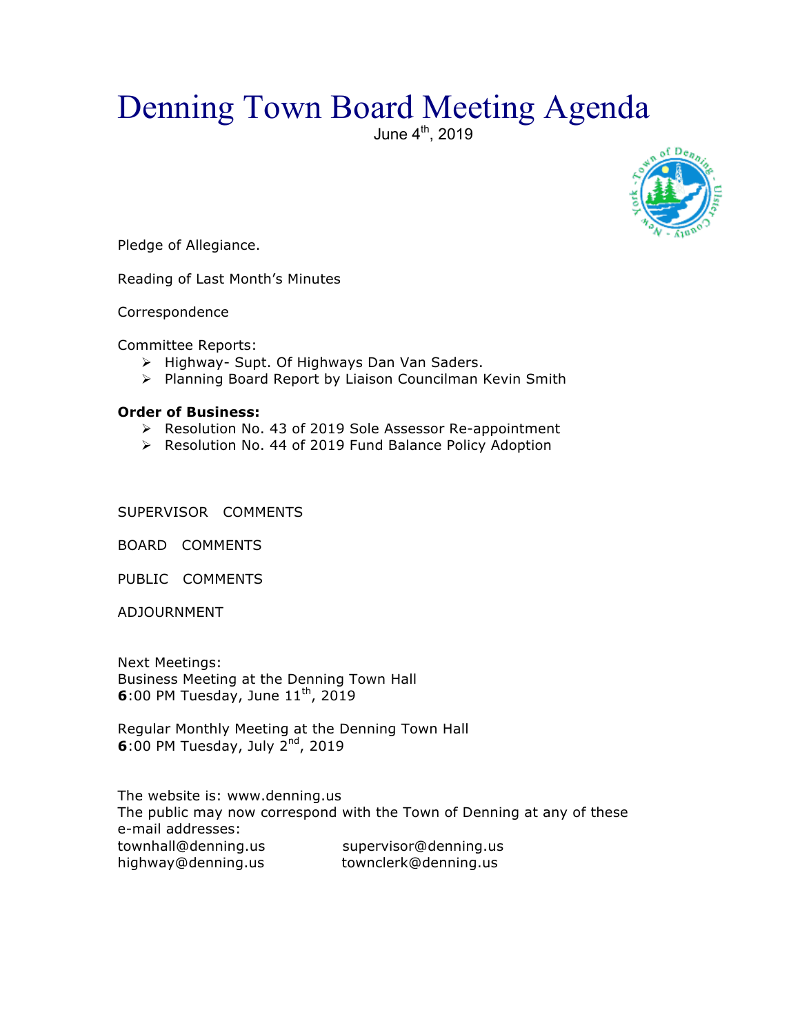# Denning Town Board Meeting Agenda

June 4th, 2019

Pledge of Allegiance.

Reading of Last Month's Minutes

Correspondence

Committee Reports:

- Highway- Supt. Of Highways Dan Van Saders.
- Planning Board Report by Liaison Councilman Kevin Smith

**Order of Business:**

- Resolution No. 43 of 2019 Sole Assessor Re-appointment
- Resolution No. 44 of 2019 Fund Balance Policy Adoption

SUPERVISOR COMMENTS

BOARD COMMENTS

PUBLIC COMMENTS

ADJOURNMENT

Next Meetings:
Business Meeting at the Denning Town Hall
**6**:00 PM Tuesday, June 11th, 2019

Regular Monthly Meeting at the Denning Town Hall
**6**:00 PM Tuesday, July 2nd, 2019

The website is: www.denning.us
The public may now correspond with the Town of Denning at any of these e-mail addresses:

townhall@denning.us supervisor@denning.us
highway@denning.us townclerk@denning.us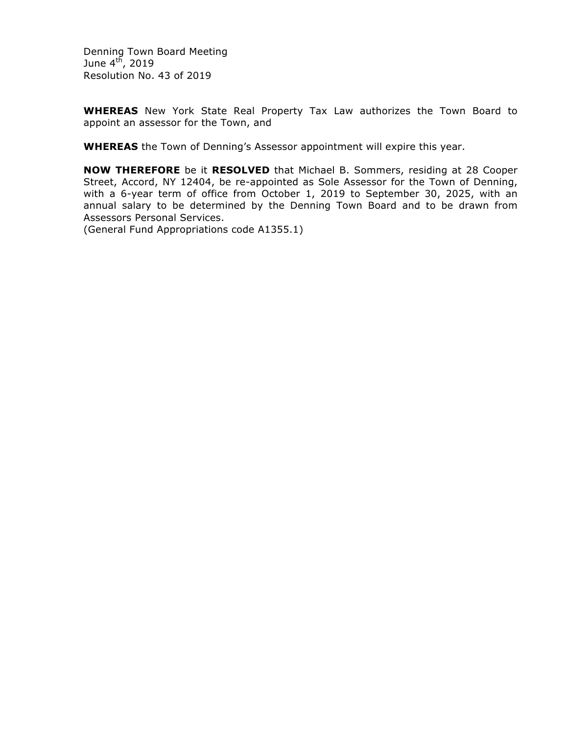Denning Town Board Meeting
June 4th, 2019
Resolution No. 43 of 2019

**WHEREAS** New York State Real Property Tax Law authorizes the Town Board to appoint an assessor for the Town, and

**WHEREAS** the Town of Denning's Assessor appointment will expire this year.

**NOW THEREFORE** be it **RESOLVED** that Michael B. Sommers, residing at 28 Cooper Street, Accord, NY 12404, be re-appointed as Sole Assessor for the Town of Denning, with a 6-year term of office from October 1, 2019 to September 30, 2025, with an annual salary to be determined by the Denning Town Board and to be drawn from Assessors Personal Services.
(General Fund Appropriations code A1355.1)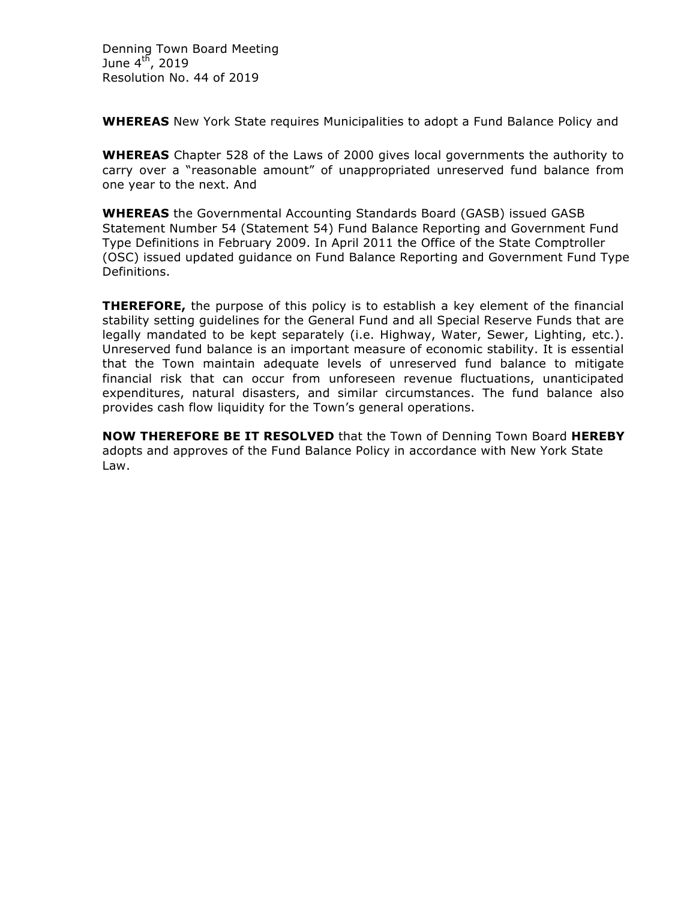Denning Town Board Meeting
June 4th, 2019
Resolution No. 44 of 2019

**WHEREAS** New York State requires Municipalities to adopt a Fund Balance Policy and

**WHEREAS** Chapter 528 of the Laws of 2000 gives local governments the authority to carry over a "reasonable amount" of unappropriated unreserved fund balance from one year to the next. And

**WHEREAS** the Governmental Accounting Standards Board (GASB) issued GASB Statement Number 54 (Statement 54) Fund Balance Reporting and Government Fund Type Definitions in February 2009. In April 2011 the Office of the State Comptroller (OSC) issued updated guidance on Fund Balance Reporting and Government Fund Type Definitions.

**THEREFORE,** the purpose of this policy is to establish a key element of the financial stability setting guidelines for the General Fund and all Special Reserve Funds that are legally mandated to be kept separately (i.e. Highway, Water, Sewer, Lighting, etc.). Unreserved fund balance is an important measure of economic stability. It is essential that the Town maintain adequate levels of unreserved fund balance to mitigate financial risk that can occur from unforeseen revenue fluctuations, unanticipated expenditures, natural disasters, and similar circumstances. The fund balance also provides cash flow liquidity for the Town's general operations.

**NOW THEREFORE BE IT RESOLVED** that the Town of Denning Town Board **HEREBY** adopts and approves of the Fund Balance Policy in accordance with New York State Law.